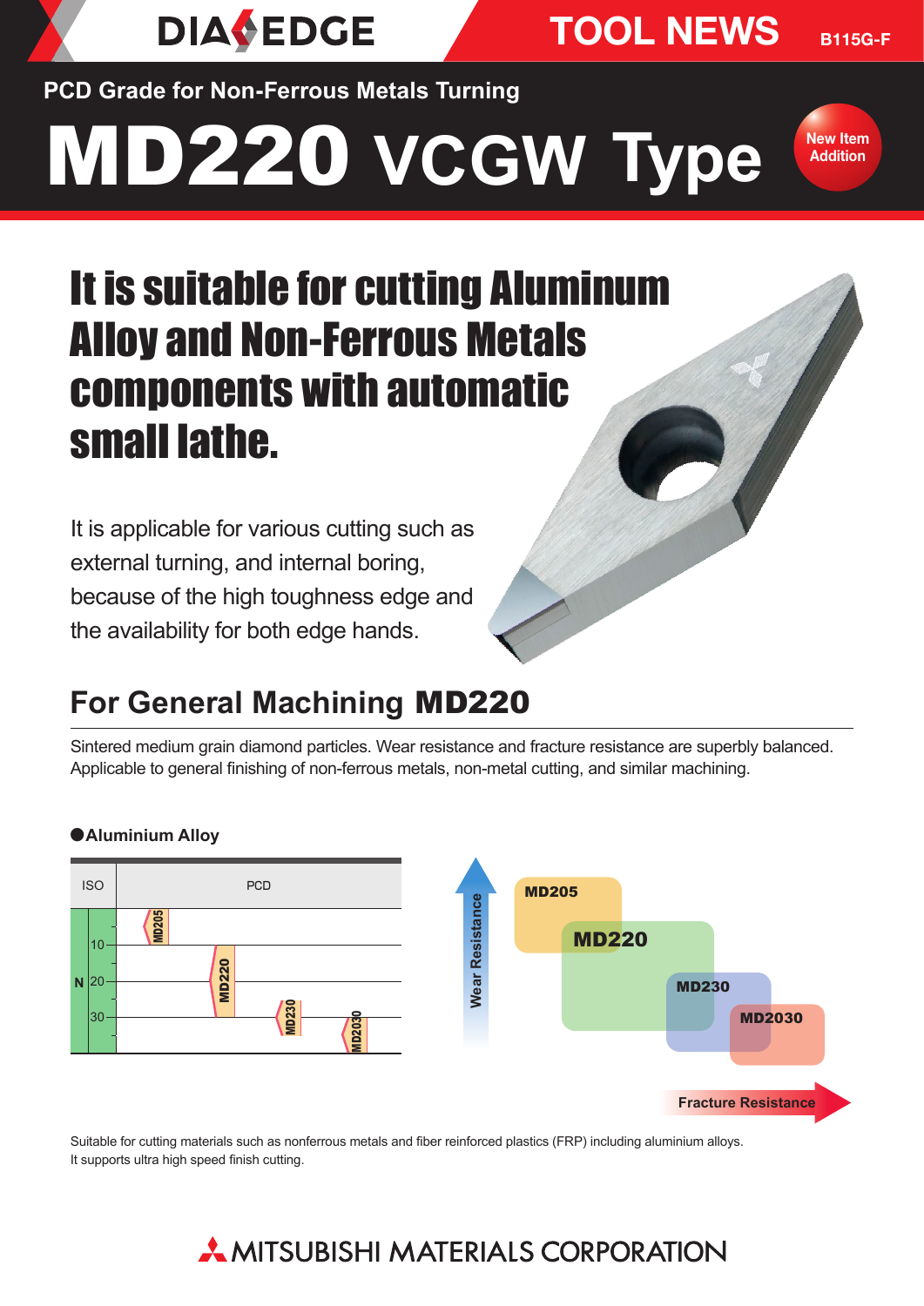DIA EDGE

TOOL NEWS B115G-F

PCD Grade for Non-Ferrous Metals Turning

# MD220 VCGW Type

New Item Addition

## It is suitable for cutting Aluminum Alloy and Non-Ferrous Metals components with automatic small lathe.

It is applicable for various cutting such as external turning, and internal boring, because of the high toughness edge and the availability for both edge hands.

## For General Machining **MD220**

Sintered medium grain diamond particles. Wear resistance and fracture resistance are superbly balanced. Applicable to general finishing of non-ferrous metals, non-metal cutting, and similar machining.

●**Aluminium Alloy**

| ISO | | PCD |
|---|---|---|
| N | 10 | MD205 |
| | 20 | MD220 |
| | 30 | MD230, MD2030 |

Wear Resistance ↑ / Fracture Resistance →: MD205, MD220, MD230, MD2030

Suitable for cutting materials such as nonferrous metals and fiber reinforced plastics (FRP) including aluminium alloys.
It supports ultra high speed finish cutting.

MITSUBISHI MATERIALS CORPORATION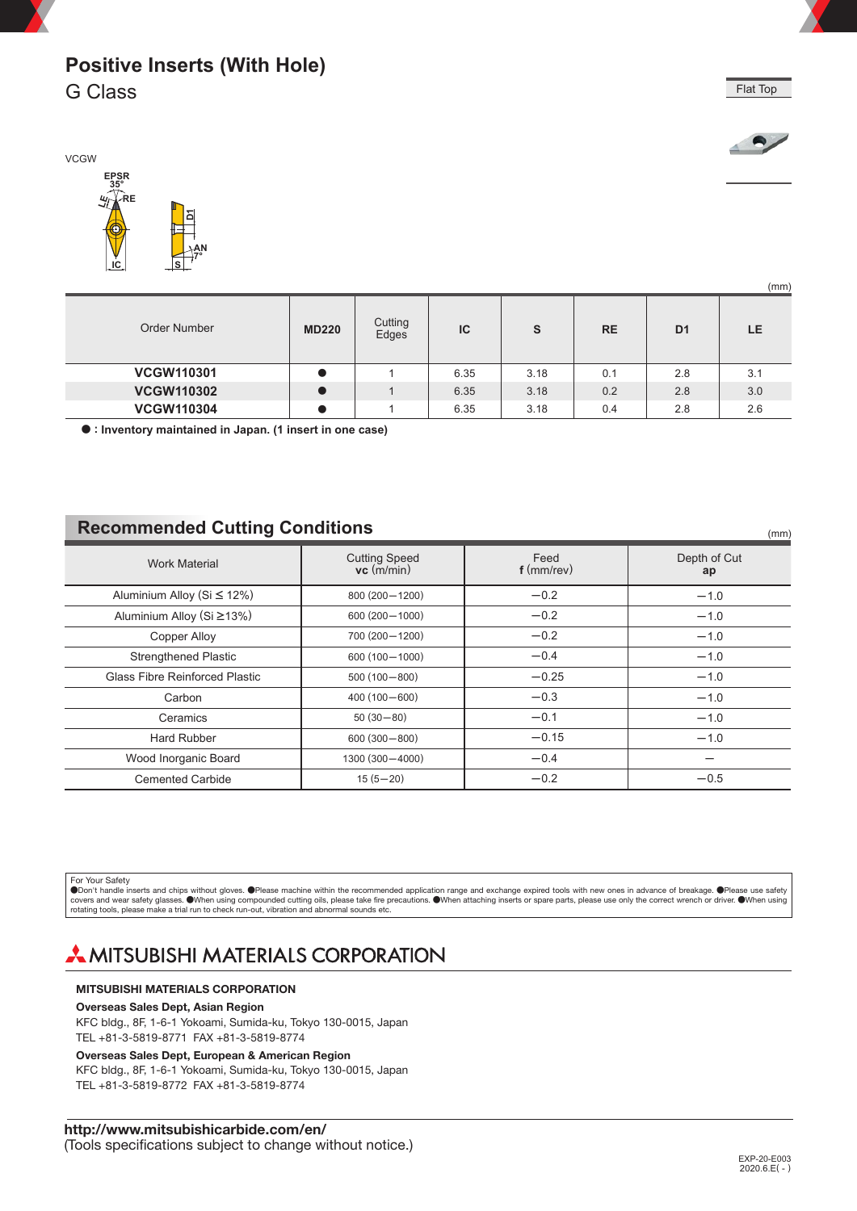# Positive Inserts (With Hole)

## G Class

Flat Top

VCGW

EPSR 35° LE RE IC D1 AN 7° S

(mm)

| Order Number | MD220 | Cutting Edges | IC | S | RE | D1 | LE |
|---|---|---|---|---|---|---|---|
| **VCGW110301** | ● | 1 | 6.35 | 3.18 | 0.1 | 2.8 | 3.1 |
| **VCGW110302** | ● | 1 | 6.35 | 3.18 | 0.2 | 2.8 | 3.0 |
| **VCGW110304** | ● | 1 | 6.35 | 3.18 | 0.4 | 2.8 | 2.6 |

**● : Inventory maintained in Japan. (1 insert in one case)**

## Recommended Cutting Conditions

(mm)

| Work Material | Cutting Speed **vc** (m/min) | Feed **f** (mm/rev) | Depth of Cut **ap** |
|---|---|---|---|
| Aluminium Alloy (Si ≤ 12%) | 800 (200—1200) | —0.2 | —1.0 |
| Aluminium Alloy (Si ≥13%) | 600 (200—1000) | —0.2 | —1.0 |
| Copper Alloy | 700 (200—1200) | —0.2 | —1.0 |
| Strengthened Plastic | 600 (100—1000) | —0.4 | —1.0 |
| Glass Fibre Reinforced Plastic | 500 (100—800) | —0.25 | —1.0 |
| Carbon | 400 (100—600) | —0.3 | —1.0 |
| Ceramics | 50 (30—80) | —0.1 | —1.0 |
| Hard Rubber | 600 (300—800) | —0.15 | —1.0 |
| Wood Inorganic Board | 1300 (300—4000) | —0.4 | — |
| Cemented Carbide | 15 (5—20) | —0.2 | —0.5 |

For Your Safety
●Don't handle inserts and chips without gloves. ●Please machine within the recommended application range and exchange expired tools with new ones in advance of breakage. ●Please use safety covers and wear safety glasses. ●When using compounded cutting oils, please take fire precautions. ●When attaching inserts or spare parts, please use only the correct wrench or driver. ●When using rotating tools, please make a trial run to check run-out, vibration and abnormal sounds etc.

MITSUBISHI MATERIALS CORPORATION

**MITSUBISHI MATERIALS CORPORATION**

**Overseas Sales Dept, Asian Region**
KFC bldg., 8F, 1-6-1 Yokoami, Sumida-ku, Tokyo 130-0015, Japan
TEL +81-3-5819-8771 FAX +81-3-5819-8774

**Overseas Sales Dept, European & American Region**
KFC bldg., 8F, 1-6-1 Yokoami, Sumida-ku, Tokyo 130-0015, Japan
TEL +81-3-5819-8772 FAX +81-3-5819-8774

**http://www.mitsubishicarbide.com/en/**
(Tools specifications subject to change without notice.)

EXP-20-E003
2020.6.E( - )